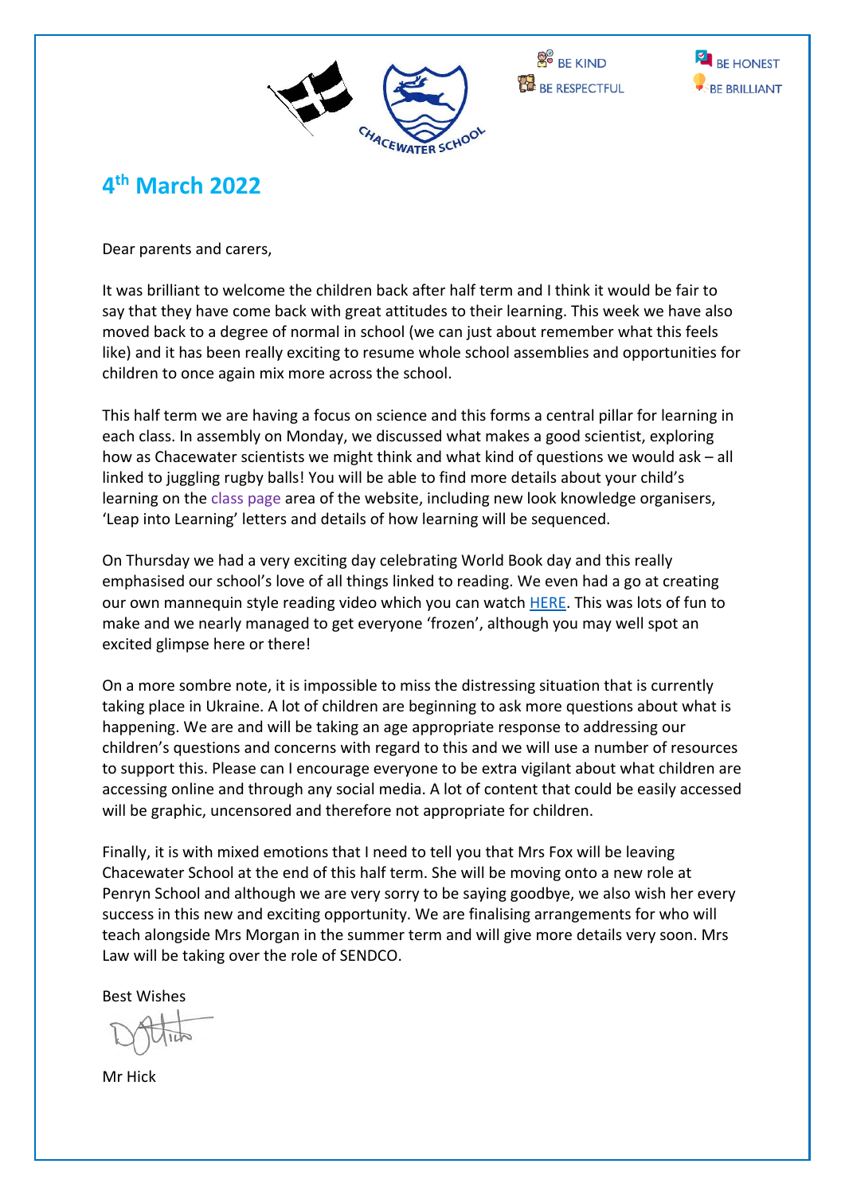BE KIND BE HONEST
BE RESPECTFUL BE BRILLIANT

# 4th March 2022

Dear parents and carers,

It was brilliant to welcome the children back after half term and I think it would be fair to say that they have come back with great attitudes to their learning. This week we have also moved back to a degree of normal in school (we can just about remember what this feels like) and it has been really exciting to resume whole school assemblies and opportunities for children to once again mix more across the school.

This half term we are having a focus on science and this forms a central pillar for learning in each class. In assembly on Monday, we discussed what makes a good scientist, exploring how as Chacewater scientists we might think and what kind of questions we would ask – all linked to juggling rugby balls! You will be able to find more details about your child's learning on the class page area of the website, including new look knowledge organisers, 'Leap into Learning' letters and details of how learning will be sequenced.

On Thursday we had a very exciting day celebrating World Book day and this really emphasised our school's love of all things linked to reading. We even had a go at creating our own mannequin style reading video which you can watch HERE. This was lots of fun to make and we nearly managed to get everyone 'frozen', although you may well spot an excited glimpse here or there!

On a more sombre note, it is impossible to miss the distressing situation that is currently taking place in Ukraine. A lot of children are beginning to ask more questions about what is happening. We are and will be taking an age appropriate response to addressing our children's questions and concerns with regard to this and we will use a number of resources to support this. Please can I encourage everyone to be extra vigilant about what children are accessing online and through any social media. A lot of content that could be easily accessed will be graphic, uncensored and therefore not appropriate for children.

Finally, it is with mixed emotions that I need to tell you that Mrs Fox will be leaving Chacewater School at the end of this half term. She will be moving onto a new role at Penryn School and although we are very sorry to be saying goodbye, we also wish her every success in this new and exciting opportunity. We are finalising arrangements for who will teach alongside Mrs Morgan in the summer term and will give more details very soon. Mrs Law will be taking over the role of SENDCO.

Best Wishes

Mr Hick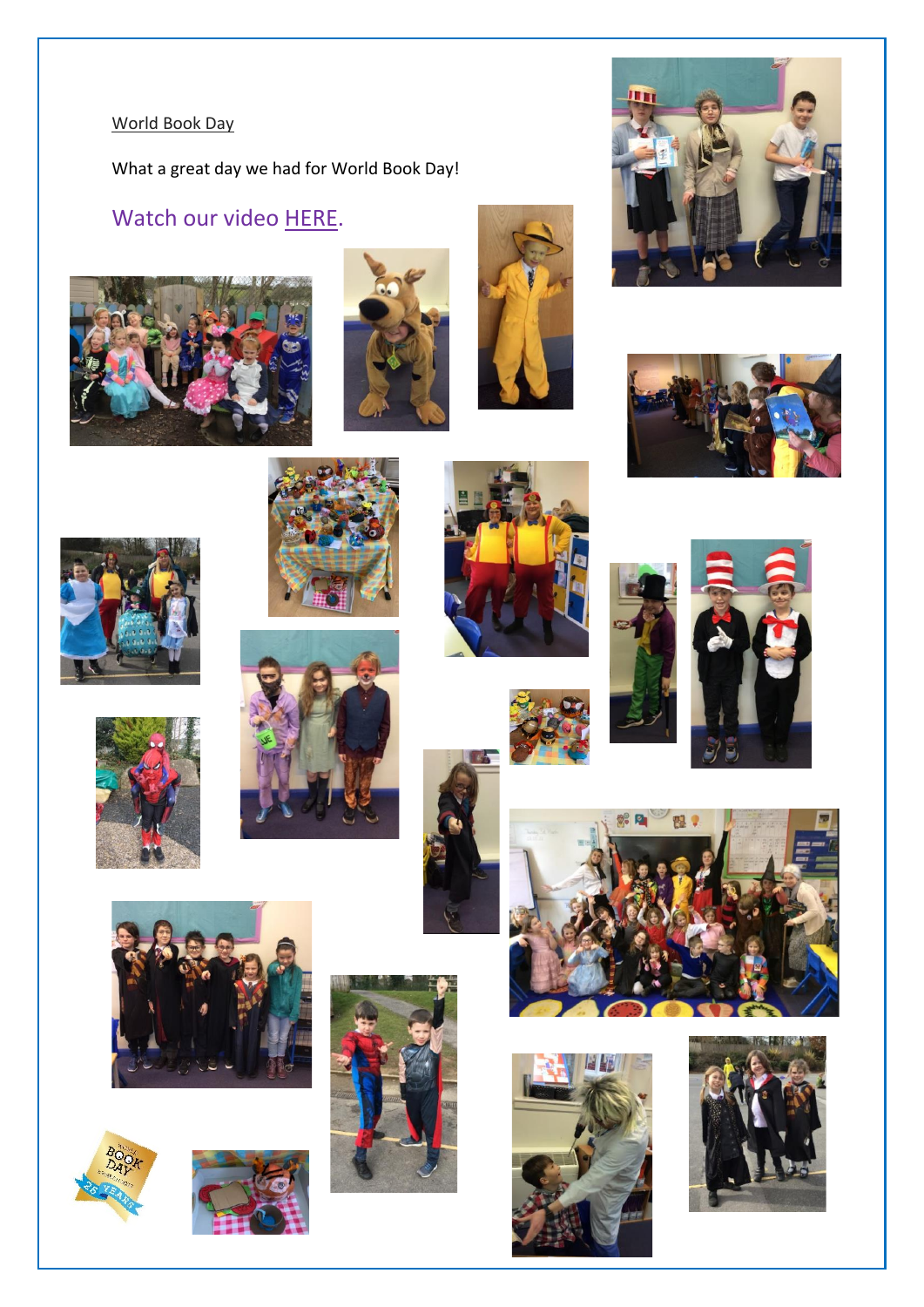World Book Day

What a great day we had for World Book Day!

Watch our video HERE.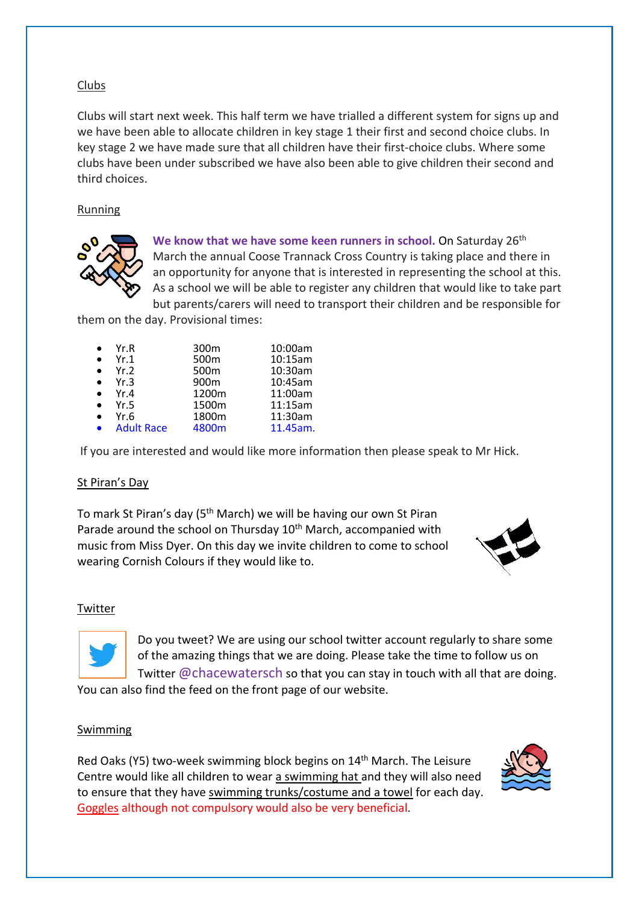## Clubs

Clubs will start next week. This half term we have trialled a different system for signs up and we have been able to allocate children in key stage 1 their first and second choice clubs. In key stage 2 we have made sure that all children have their first-choice clubs. Where some clubs have been under subscribed we have also been able to give children their second and third choices.

## Running

**We know that we have some keen runners in school.** On Saturday 26th March the annual Coose Trannack Cross Country is taking place and there in an opportunity for anyone that is interested in representing the school at this. As a school we will be able to register any children that would like to take part but parents/carers will need to transport their children and be responsible for them on the day. Provisional times:

- Yr.R 300m 10:00am
- Yr.1 500m 10:15am
- Yr.2 500m 10:30am
- Yr.3 900m 10:45am
- Yr.4 1200m 11:00am
- Yr.5 1500m 11:15am
- Yr.6 1800m 11:30am
- Adult Race 4800m 11.45am.

If you are interested and would like more information then please speak to Mr Hick.

## St Piran's Day

To mark St Piran's day (5th March) we will be having our own St Piran Parade around the school on Thursday 10th March, accompanied with music from Miss Dyer. On this day we invite children to come to school wearing Cornish Colours if they would like to.

## Twitter

Do you tweet? We are using our school twitter account regularly to share some of the amazing things that we are doing. Please take the time to follow us on Twitter @chacewatersch so that you can stay in touch with all that are doing. You can also find the feed on the front page of our website.

## Swimming

Red Oaks (Y5) two-week swimming block begins on 14th March. The Leisure Centre would like all children to wear a swimming hat and they will also need to ensure that they have swimming trunks/costume and a towel for each day. Goggles although not compulsory would also be very beneficial.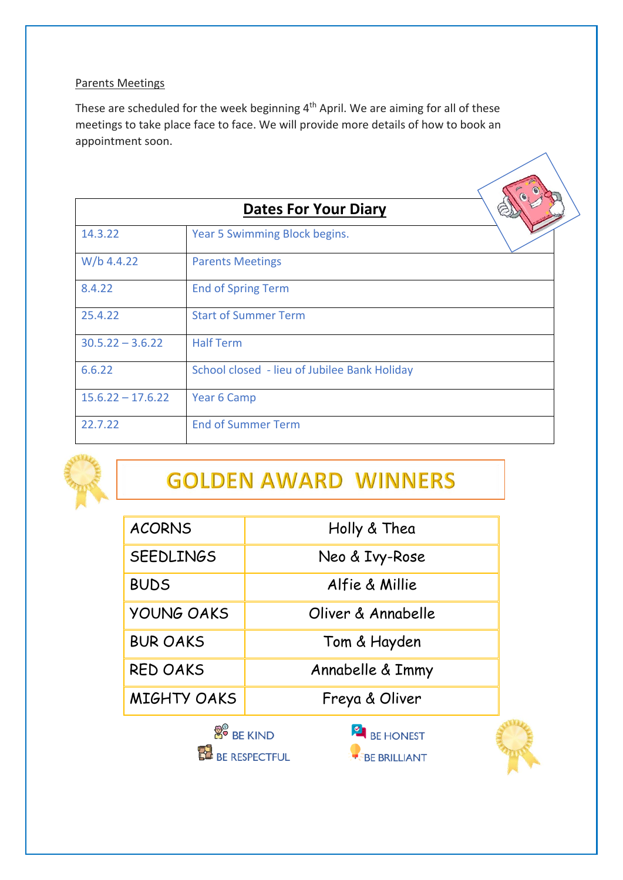Parents Meetings

These are scheduled for the week beginning 4th April. We are aiming for all of these meetings to take place face to face. We will provide more details of how to book an appointment soon.

## Dates For Your Diary

| Date | Event |
|---|---|
| 14.3.22 | Year 5 Swimming Block begins. |
| W/b 4.4.22 | Parents Meetings |
| 8.4.22 | End of Spring Term |
| 25.4.22 | Start of Summer Term |
| 30.5.22 – 3.6.22 | Half Term |
| 6.6.22 | School closed - lieu of Jubilee Bank Holiday |
| 15.6.22 – 17.6.22 | Year 6 Camp |
| 22.7.22 | End of Summer Term |

## GOLDEN AWARD WINNERS

| Class | Winners |
|---|---|
| ACORNS | Holly & Thea |
| SEEDLINGS | Neo & Ivy-Rose |
| BUDS | Alfie & Millie |
| YOUNG OAKS | Oliver & Annabelle |
| BUR OAKS | Tom & Hayden |
| RED OAKS | Annabelle & Immy |
| MIGHTY OAKS | Freya & Oliver |

BE KIND BE HONEST
BE RESPECTFUL BE BRILLIANT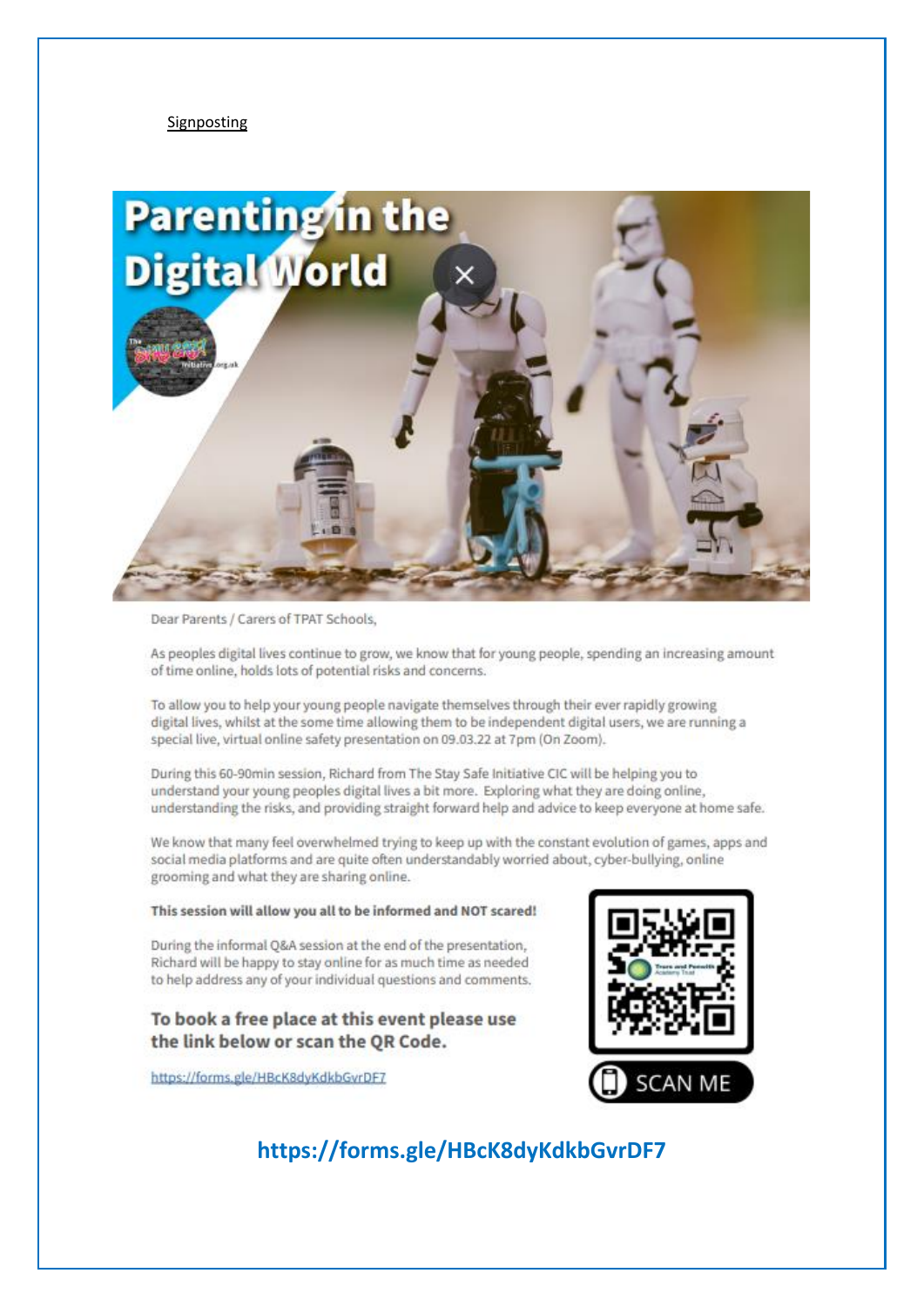Signposting

# Parenting in the Digital World

Dear Parents / Carers of TPAT Schools,

As peoples digital lives continue to grow, we know that for young people, spending an increasing amount of time online, holds lots of potential risks and concerns.

To allow you to help your young people navigate themselves through their ever rapidly growing digital lives, whilst at the some time allowing them to be independent digital users, we are running a special live, virtual online safety presentation on 09.03.22 at 7pm (On Zoom).

During this 60-90min session, Richard from The Stay Safe Initiative CIC will be helping you to understand your young peoples digital lives a bit more. Exploring what they are doing online, understanding the risks, and providing straight forward help and advice to keep everyone at home safe.

We know that many feel overwhelmed trying to keep up with the constant evolution of games, apps and social media platforms and are quite often understandably worried about, cyber-bullying, online grooming and what they are sharing online.

**This session will allow you all to be informed and NOT scared!**

During the informal Q&A session at the end of the presentation, Richard will be happy to stay online for as much time as needed to help address any of your individual questions and comments.

**To book a free place at this event please use the link below or scan the QR Code.**

https://forms.gle/HBcK8dyKdkbGvrDF7

SCAN ME

**https://forms.gle/HBcK8dyKdkbGvrDF7**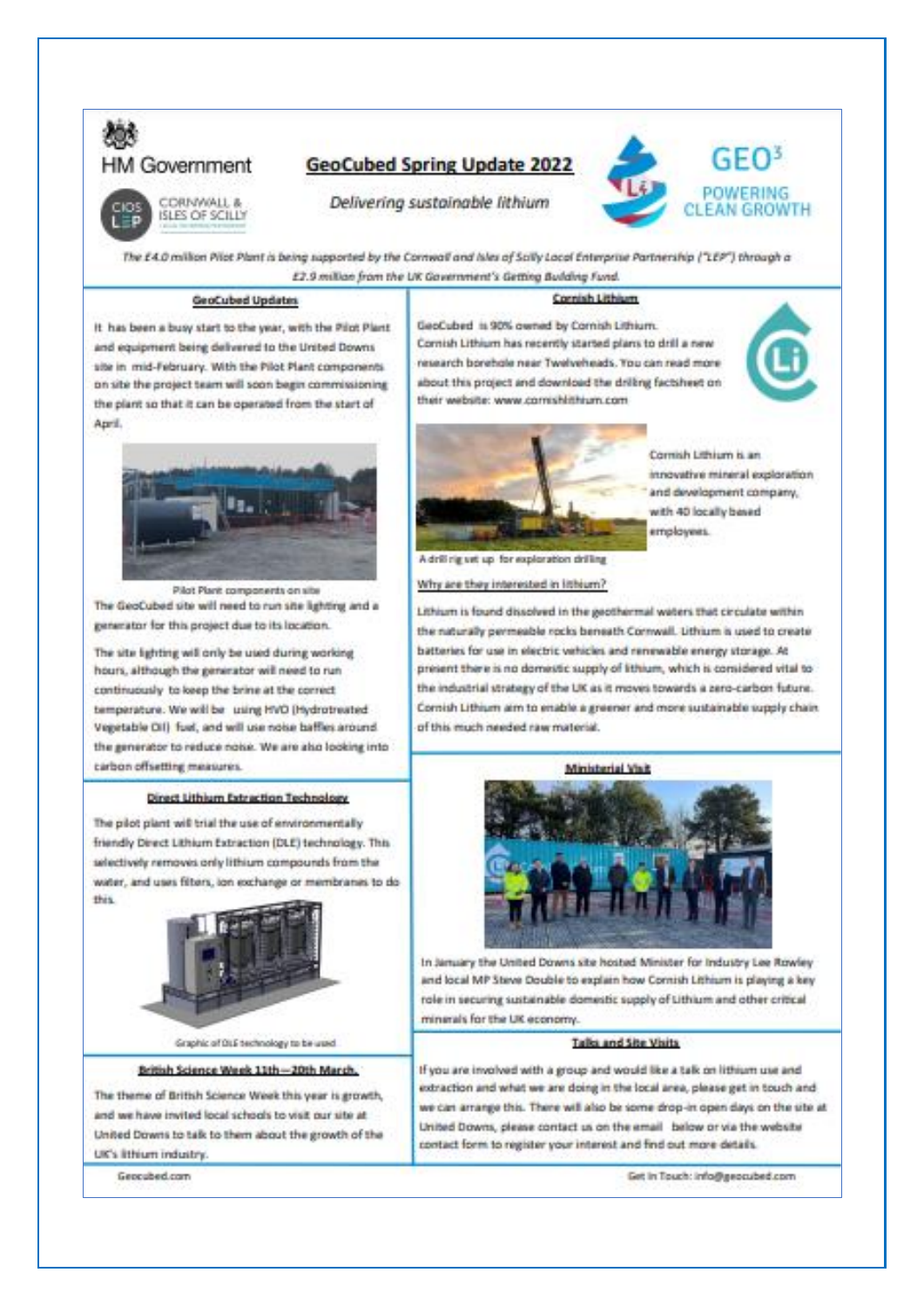HM Government

CORNWALL & ISLES OF SCILLY LEP

# GeoCubed Spring Update 2022

*Delivering sustainable lithium*

GEO³ POWERING CLEAN GROWTH

*The £4.0 million Pilot Plant is being supported by the Cornwall and Isles of Scilly Local Enterprise Partnership ("LEP") through a £2.9 million from the UK Government's Getting Building Fund.*

## GeoCubed Updates

It has been a busy start to the year, with the Pilot Plant and equipment being delivered to the United Downs site in mid-February. With the Pilot Plant components on site the project team will soon begin commissioning the plant so that it can be operated from the start of April.

Pilot Plant components on site

The GeoCubed site will need to run site lighting and a generator for this project due to its location.

The site lighting will only be used during working hours, although the generator will need to run continuously to keep the brine at the correct temperature. We will be using HVO (Hydrotreated Vegetable Oil) fuel, and will use noise baffles around the generator to reduce noise. We are also looking into carbon offsetting measures.

## Direct Lithium Extraction Technology

The pilot plant will trial the use of environmentally friendly Direct Lithium Extraction (DLE) technology. This selectively removes only lithium compounds from the water, and uses filters, ion exchange or membranes to do this.

Graphic of DLE technology to be used

## British Science Week 11th – 20th March

The theme of British Science Week this year is growth, and we have invited local schools to visit our site at United Downs to talk to them about the growth of the UK's lithium industry.

## Cornish Lithium

GeoCubed is 90% owned by Cornish Lithium. Cornish Lithium has recently started plans to drill a new research borehole near Twelveheads. You can read more about this project and download the drilling factsheet on their website: www.cornishlithium.com

Cornish Lithium is an innovative mineral exploration and development company, with 40 locally based employees.

A drill rig set up for exploration drilling

### Why are they interested in lithium?

Lithium is found dissolved in the geothermal waters that circulate within the naturally permeable rocks beneath Cornwall. Lithium is used to create batteries for use in electric vehicles and renewable energy storage. At present there is no domestic supply of lithium, which is considered vital to the industrial strategy of the UK as it moves towards a zero-carbon future. Cornish Lithium aim to enable a greener and more sustainable supply chain of this much needed raw material.

## Ministerial Visit

In January the United Downs site hosted Minister for Industry Lee Rowley and local MP Steve Double to explain how Cornish Lithium is playing a key role in securing sustainable domestic supply of Lithium and other critical minerals for the UK economy.

## Talks and Site Visits

If you are involved with a group and would like a talk on lithium use and extraction and what we are doing in the local area, please get in touch and we can arrange this. There will also be some drop-in open days on the site at United Downs, please contact us on the email below or via the website contact form to register your interest and find out more details.

Geocubed.com

Get In Touch: info@geocubed.com